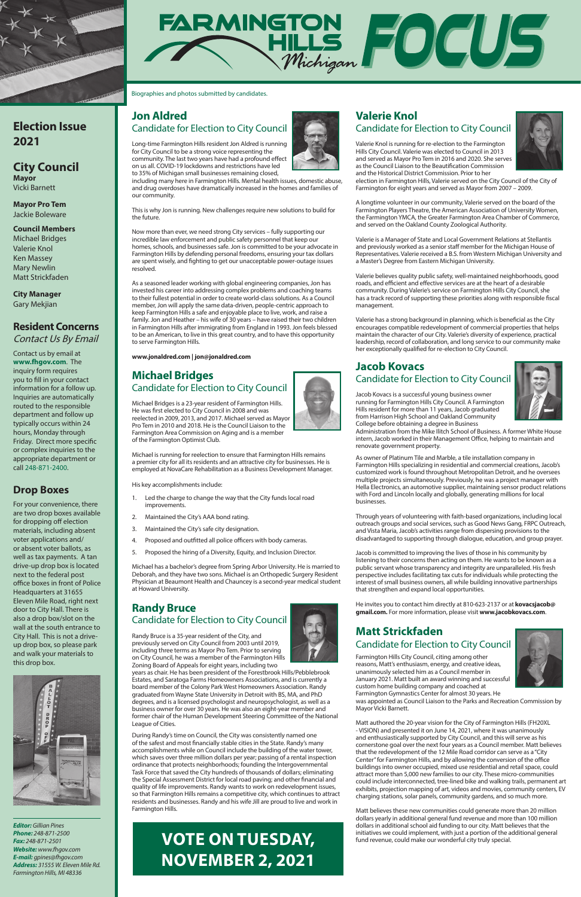# FARMINGTON HILLS Michigan FOCUS

## Election Issue 2021

### City Council

**Mayor**
Vicki Barnett

**Mayor Pro Tem**
Jackie Boleware

**Council Members**
Michael Bridges
Valerie Knol
Ken Massey
Mary Newlin
Matt Strickfaden

**City Manager**
Gary Mekjian

### Resident Concerns
*Contact Us By Email*

Contact us by email at **www.fhgov.com**. The inquiry form requires you to fill in your contact information for a follow up. Inquiries are automatically routed to the responsible department and follow up typically occurs within 24 hours, Monday through Friday. Direct more specific or complex inquiries to the appropriate department or call 248-871-2400.

### Drop Boxes

For your convenience, there are two drop boxes available for dropping off election materials, including absent voter applications and/ or absent voter ballots, as well as tax payments. A tan drive-up drop box is located next to the federal post office boxes in front of Police Headquarters at 31655 Eleven Mile Road, right next door to City Hall. There is also a drop box/slot on the wall at the south entrance to City Hall. This is not a drive-up drop box, so please park and walk your materials to this drop box.

*Editor: Gillian Pines*
*Phone: 248-871-2500*
*Fax: 248-871-2501*
*Website: www.fhgov.com*
*E-mail: gpines@fhgov.com*
*Address: 31555 W. Eleven Mile Rd. Farmington Hills, MI 48336*

Biographies and photos submitted by candidates.

## Jon Aldred
### Candidate for Election to City Council

Long-time Farmington Hills resident Jon Aldred is running for City Council to be a strong voice representing the community. The last two years have had a profound effect on us all. COVID-19 lockdowns and restrictions have led to 35% of Michigan small businesses remaining closed, including many here in Farmington Hills. Mental health issues, domestic abuse, and drug overdoses have dramatically increased in the homes and families of our community.

This is why Jon is running. New challenges require new solutions to build for the future.

Now more than ever, we need strong City services – fully supporting our incredible law enforcement and public safety personnel that keep our homes, schools, and businesses safe. Jon is committed to be your advocate in Farmington Hills by defending personal freedoms, ensuring your tax dollars are spent wisely, and fighting to get our unacceptable power-outage issues resolved.

As a seasoned leader working with global engineering companies, Jon has invested his career into addressing complex problems and coaching teams to their fullest potential in order to create world-class solutions. As a Council member, Jon will apply the same data-driven, people-centric approach to keep Farmington Hills a safe and enjoyable place to live, work, and raise a family. Jon and Heather – his wife of 30 years – have raised their two children in Farmington Hills after immigrating from England in 1993. Jon feels blessed to be an American, to live in this great country, and to have this opportunity to serve Farmington Hills.

**www.jonaldred.com | jon@jonaldred.com**

## Michael Bridges
### Candidate for Election to City Council

Michael Bridges is a 23-year resident of Farmington Hills. He was first elected to City Council in 2008 and was reelected in 2009, 2013, and 2017. Michael served as Mayor Pro Tem in 2010 and 2018. He is the Council Liaison to the Farmington Area Commission on Aging and is a member of the Farmington Optimist Club.

Michael is running for reelection to ensure that Farmington Hills remains a premier city for all its residents and an attractive city for businesses. He is employed at NovaCare Rehabilitation as a Business Development Manager.

His key accomplishments include:

1. Led the charge to change the way that the City funds local road improvements.
2. Maintained the City's AAA bond rating.
3. Maintained the City's safe city designation.
4. Proposed and outfitted all police officers with body cameras.
5. Proposed the hiring of a Diversity, Equity, and Inclusion Director.

Michael has a bachelor's degree from Spring Arbor University. He is married to Deborah, and they have two sons. Michael is an Orthopedic Surgery Resident Physician at Beaumont Health and Chauncey is a second-year medical student at Howard University.

## Randy Bruce
### Candidate for Election to City Council

Randy Bruce is a 35-year resident of the City, and previously served on City Council from 2003 until 2019, including three terms as Mayor Pro Tem. Prior to serving on City Council, he was a member of the Farmington Hills Zoning Board of Appeals for eight years, including two years as chair. He has been president of the Forestbrook Hills/Pebblebrook Estates, and Saratoga Farms Homeowners Associations, and is currently a board member of the Colony Park West Homeowners Association. Randy graduated from Wayne State University in Detroit with BS, MA, and PhD degrees, and is a licensed psychologist and neuropsychologist, as well as a business owner for over 30 years. He was also an eight-year member and former chair of the Human Development Steering Committee of the National League of Cities.

During Randy's time on Council, the City was consistently named one of the safest and most financially stable cities in the State. Randy's many accomplishments while on Council include the building of the water tower, which saves over three million dollars per year; passing of a rental inspection ordinance that protects neighborhoods; founding the Intergovernmental Task Force that saved the City hundreds of thousands of dollars; eliminating the Special Assessment District for local road paving; and other financial and quality of life improvements. Randy wants to work on redevelopment issues, so that Farmington Hills remains a competitive city, which continues to attract residents and businesses. Randy and his wife Jill are proud to live and work in Farmington Hills.

## VOTE ON TUESDAY, NOVEMBER 2, 2021

## Valerie Knol
### Candidate for Election to City Council

Valerie Knol is running for re-election to the Farmington Hills City Council. Valerie was elected to Council in 2013 and served as Mayor Pro Tem in 2016 and 2020. She serves as the Council Liaison to the Beautification Commission and the Historical District Commission. Prior to her election in Farmington Hills, Valerie served on the City Council of the City of Farmington for eight years and served as Mayor from 2007 – 2009.

A longtime volunteer in our community, Valerie served on the board of the Farmington Players Theatre, the American Association of University Women, the Farmington YMCA, the Greater Farmington Area Chamber of Commerce, and served on the Oakland County Zoological Authority.

Valerie is a Manager of State and Local Government Relations at Stellantis and previously worked as a senior staff member for the Michigan House of Representatives. Valerie received a B.S. from Western Michigan University and a Master's Degree from Eastern Michigan University.

Valerie believes quality public safety, well-maintained neighborhoods, good roads, and efficient and effective services are at the heart of a desirable community. During Valerie's service on Farmington Hills City Council, she has a track record of supporting these priorities along with responsible fiscal management.

Valerie has a strong background in planning, which is beneficial as the City encourages compatible redevelopment of commercial properties that helps maintain the character of our City. Valerie's diversity of experience, practical leadership, record of collaboration, and long service to our community make her exceptionally qualified for re-election to City Council.

## Jacob Kovacs
### Candidate for Election to City Council

Jacob Kovacs is a successful young business owner running for Farmington Hills City Council. A Farmington Hills resident for more than 11 years, Jacob graduated from Harrison High School and Oakland Community College before obtaining a degree in Business Administration from the Mike Ilitch School of Business. A former White House intern, Jacob worked in their Management Office, helping to maintain and renovate government property.

As owner of Platinum Tile and Marble, a tile installation company in Farmington Hills specializing in residential and commercial creations, Jacob's customized work is found throughout Metropolitan Detroit, and he oversees multiple projects simultaneously. Previously, he was a project manager with Hella Electronics, an automotive supplier, maintaining sensor product relations with Ford and Lincoln locally and globally, generating millions for local businesses.

Through years of volunteering with faith-based organizations, including local outreach groups and social services, such as Good News Gang, FRPC Outreach, and Vista Maria, Jacob's activities range from dispersing provisions to the disadvantaged to supporting through dialogue, education, and group prayer.

Jacob is committed to improving the lives of those in his community by listening to their concerns then acting on them. He wants to be known as a public servant whose transparency and integrity are unparalleled. His fresh perspective includes facilitating tax cuts for individuals while protecting the interest of small business owners, all while building innovative partnerships that strengthen and expand local opportunities.

He invites you to contact him directly at 810-623-2137 or at **kovacsjacob@gmail.com.** For more information, please visit **www.jacobkovacs.com**.

## Matt Strickfaden
### Candidate for Election to City Council

Farmington Hills City Council, citing among other reasons, Matt's enthusiasm, energy, and creative ideas, unanimously selected him as a Council member in January 2021. Matt built an award winning and successful custom home building company and coached at Farmington Gymnastics Center for almost 30 years. He was appointed as Council Liaison to the Parks and Recreation Commission by Mayor Vicki Barnett.

Matt authored the 20-year vision for the City of Farmington Hills (FH20XL - VISION) and presented it on June 14, 2021, where it was unanimously and enthusiastically supported by City Council, and this will serve as his cornerstone goal over the next four years as a Council member. Matt believes that the redevelopment of the 12 Mile Road corridor can serve as a "City Center" for Farmington Hills, and by allowing the conversion of the office buildings into owner occupied, mixed use residential and retail space, could attract more than 5,000 new families to our city. These micro-communities could include interconnected, tree-lined bike and walking trails, permanent art exhibits, projection mapping of art, videos and movies, community centers, EV charging stations, solar panels, community gardens, and so much more.

Matt believes these new communities could generate more than 20 million dollars yearly in additional general fund revenue and more than 100 million dollars in additional school aid funding to our city. Matt believes that the initiatives we could implement, with just a portion of the additional general fund revenue, could make our wonderful city truly special.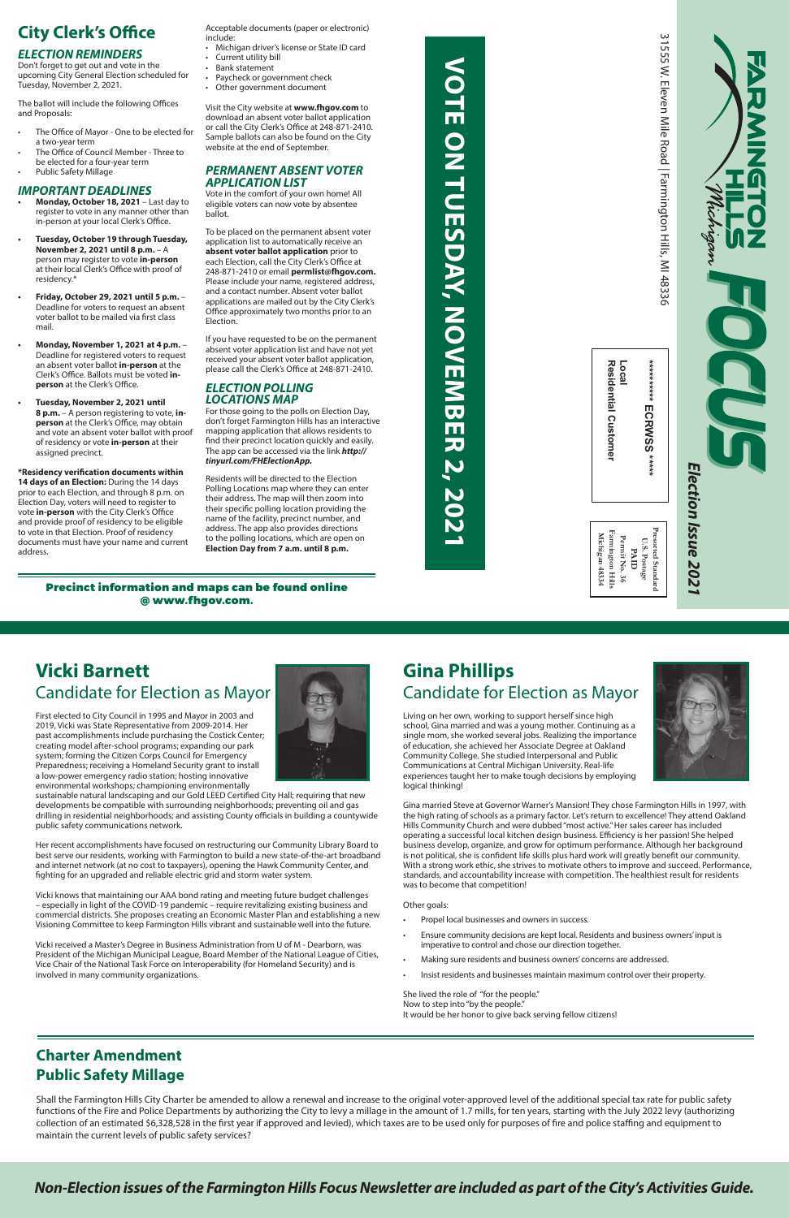## City Clerk's Office

### ELECTION REMINDERS

Don't forget to get out and vote in the upcoming City General Election scheduled for Tuesday, November 2, 2021.

The ballot will include the following Offices and Proposals:

- The Office of Mayor - One to be elected for a two-year term
- The Office of Council Member - Three to be elected for a four-year term
- Public Safety Millage

### IMPORTANT DEADLINES

- **Monday, October 18, 2021** – Last day to register to vote in any manner other than in-person at your local Clerk's Office.
- **Tuesday, October 19 through Tuesday, November 2, 2021 until 8 p.m.** – A person may register to vote **in-person** at their local Clerk's Office with proof of residency.*
- **Friday, October 29, 2021 until 5 p.m.** – Deadline for voters to request an absent voter ballot to be mailed via first class mail.
- **Monday, November 1, 2021 at 4 p.m.** – Deadline for registered voters to request an absent voter ballot **in-person** at the Clerk's Office. Ballots must be voted **in-person** at the Clerk's Office.
- **Tuesday, November 2, 2021 until 8 p.m.** – A person registering to vote, **in-person** at the Clerk's Office, may obtain and vote an absent voter ballot with proof of residency or vote **in-person** at their assigned precinct.

***Residency verification documents within 14 days of an Election:** During the 14 days prior to each Election, and through 8 p.m. on Election Day, voters will need to register to vote **in-person** with the City Clerk's Office and provide proof of residency to be eligible to vote in that Election. Proof of residency documents must have your name and current address.

Acceptable documents (paper or electronic) include:

- Michigan driver's license or State ID card
- Current utility bill
- Bank statement
- Paycheck or government check
- Other government document

Visit the City website at **www.fhgov.com** to download an absent voter ballot application or call the City Clerk's Office at 248-871-2410. Sample ballots can also be found on the City website at the end of September.

### PERMANENT ABSENT VOTER APPLICATION LIST

Vote in the comfort of your own home! All eligible voters can now vote by absentee ballot.

To be placed on the permanent absent voter application list to automatically receive an **absent voter ballot application** prior to each Election, call the City Clerk's Office at 248-871-2410 or email **permlist@fhgov.com.** Please include your name, registered address, and a contact number. Absent voter ballot applications are mailed out by the City Clerk's Office approximately two months prior to an Election.

If you have requested to be on the permanent absent voter application list and have not yet received your absent voter ballot application, please call the Clerk's Office at 248-871-2410.

### ELECTION POLLING LOCATIONS MAP

For those going to the polls on Election Day, don't forget Farmington Hills has an interactive mapping application that allows residents to find their precinct location quickly and easily. The app can be accessed via the link ***http://tinyurl.com/FHElectionApp.***

Residents will be directed to the Election Polling Locations map where they can enter their address. The map will then zoom into their specific polling location providing the name of the facility, precinct number, and address. The app also provides directions to the polling locations, which are open on **Election Day from 7 a.m. until 8 p.m.**

**Precinct information and maps can be found online @ www.fhgov.com.**

# VOTE ON TUESDAY, NOVEMBER 2, 2021

**FARMINGTON HILLS Michigan FOCUS**

***Election Issue 2021***

31555 W. Eleven Mile Road | Farmington Hills, MI 48336

********* ECRWSS *****
**Local Residential Customer**

Presorted Standard
U.S. Postage
PAID
Permit No. 36
Farmington Hills
Michigan 48334

## Vicki Barnett
## Candidate for Election as Mayor

First elected to City Council in 1995 and Mayor in 2003 and 2019, Vicki was State Representative from 2009-2014. Her past accomplishments include purchasing the Costick Center; creating model after-school programs; expanding our park system; forming the Citizen Corps Council for Emergency Preparedness; receiving a Homeland Security grant to install a low-power emergency radio station; hosting innovative environmental workshops; championing environmentally sustainable natural landscaping and our Gold LEED Certified City Hall; requiring that new developments be compatible with surrounding neighborhoods; preventing oil and gas drilling in residential neighborhoods; and assisting County officials in building a countywide public safety communications network.

Her recent accomplishments have focused on restructuring our Community Library Board to best serve our residents, working with Farmington to build a new state-of-the-art broadband and internet network (at no cost to taxpayers), opening the Hawk Community Center, and fighting for an upgraded and reliable electric grid and storm water system.

Vicki knows that maintaining our AAA bond rating and meeting future budget challenges – especially in light of the COVID-19 pandemic – require revitalizing existing business and commercial districts. She proposes creating an Economic Master Plan and establishing a new Visioning Committee to keep Farmington Hills vibrant and sustainable well into the future.

Vicki received a Master's Degree in Business Administration from U of M - Dearborn, was President of the Michigan Municipal League, Board Member of the National League of Cities, Vice Chair of the National Task Force on Interoperability (for Homeland Security) and is involved in many community organizations.

## Gina Phillips
## Candidate for Election as Mayor

Living on her own, working to support herself since high school, Gina married and was a young mother. Continuing as a single mom, she worked several jobs. Realizing the importance of education, she achieved her Associate Degree at Oakland Community College. She studied Interpersonal and Public Communications at Central Michigan University. Real-life experiences taught her to make tough decisions by employing logical thinking!

Gina married Steve at Governor Warner's Mansion! They chose Farmington Hills in 1997, with the high rating of schools as a primary factor. Let's return to excellence! They attend Oakland Hills Community Church and were dubbed "most active." Her sales career has included operating a successful local kitchen design business. Efficiency is her passion! She helped business develop, organize, and grow for optimum performance. Although her background is not political, she is confident life skills plus hard work will greatly benefit our community. With a strong work ethic, she strives to motivate others to improve and succeed. Performance, standards, and accountability increase with competition. The healthiest result for residents was to become that competition!

Other goals:

- Propel local businesses and owners in success.
- Ensure community decisions are kept local. Residents and business owners' input is imperative to control and chose our direction together.
- Making sure residents and business owners' concerns are addressed.
- Insist residents and businesses maintain maximum control over their property.

She lived the role of "for the people."
Now to step into "by the people."
It would be her honor to give back serving fellow citizens!

## Charter Amendment Public Safety Millage

Shall the Farmington Hills City Charter be amended to allow a renewal and increase to the original voter-approved level of the additional special tax rate for public safety functions of the Fire and Police Departments by authorizing the City to levy a millage in the amount of 1.7 mills, for ten years, starting with the July 2022 levy (authorizing collection of an estimated $6,328,528 in the first year if approved and levied), which taxes are to be used only for purposes of fire and police staffing and equipment to maintain the current levels of public safety services?

***Non-Election issues of the Farmington Hills Focus Newsletter are included as part of the City's Activities Guide.***